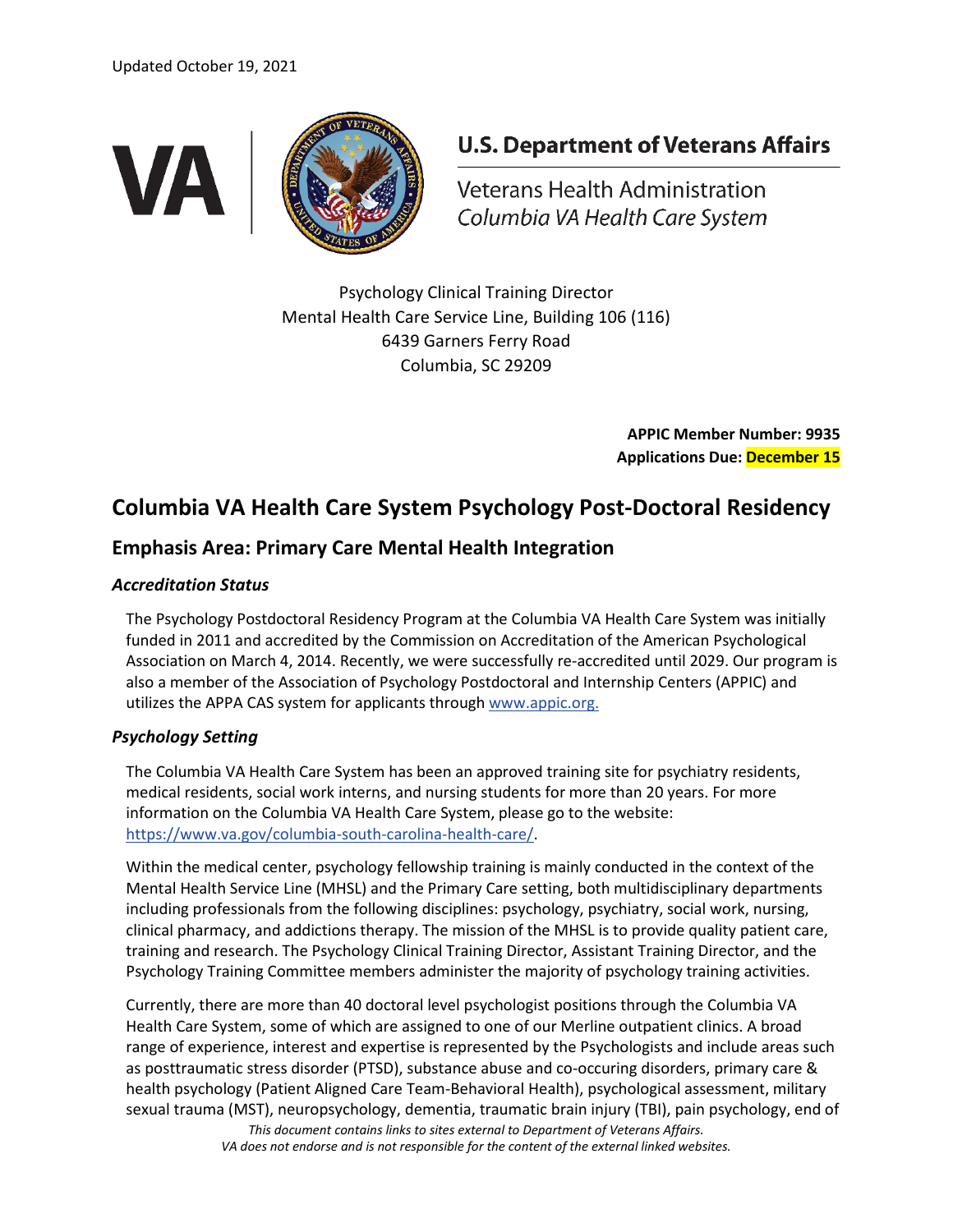Updated October 19, 2021

VA | U.S. Department of Veterans Affairs

Veterans Health Administration
*Columbia VA Health Care System*

Psychology Clinical Training Director
Mental Health Care Service Line, Building 106 (116)
6439 Garners Ferry Road
Columbia, SC 29209

**APPIC Member Number: 9935**
**Applications Due: December 15**

# Columbia VA Health Care System Psychology Post-Doctoral Residency

## Emphasis Area: Primary Care Mental Health Integration

### *Accreditation Status*

The Psychology Postdoctoral Residency Program at the Columbia VA Health Care System was initially funded in 2011 and accredited by the Commission on Accreditation of the American Psychological Association on March 4, 2014. Recently, we were successfully re-accredited until 2029. Our program is also a member of the Association of Psychology Postdoctoral and Internship Centers (APPIC) and utilizes the APPA CAS system for applicants through [www.appic.org.](www.appic.org)

### *Psychology Setting*

The Columbia VA Health Care System has been an approved training site for psychiatry residents, medical residents, social work interns, and nursing students for more than 20 years. For more information on the Columbia VA Health Care System, please go to the website: [https://www.va.gov/columbia-south-carolina-health-care/](https://www.va.gov/columbia-south-carolina-health-care/).

Within the medical center, psychology fellowship training is mainly conducted in the context of the Mental Health Service Line (MHSL) and the Primary Care setting, both multidisciplinary departments including professionals from the following disciplines: psychology, psychiatry, social work, nursing, clinical pharmacy, and addictions therapy. The mission of the MHSL is to provide quality patient care, training and research. The Psychology Clinical Training Director, Assistant Training Director, and the Psychology Training Committee members administer the majority of psychology training activities.

Currently, there are more than 40 doctoral level psychologist positions through the Columbia VA Health Care System, some of which are assigned to one of our Merline outpatient clinics. A broad range of experience, interest and expertise is represented by the Psychologists and include areas such as posttraumatic stress disorder (PTSD), substance abuse and co-occuring disorders, primary care & health psychology (Patient Aligned Care Team-Behavioral Health), psychological assessment, military sexual trauma (MST), neuropsychology, dementia, traumatic brain injury (TBI), pain psychology, end of

*This document contains links to sites external to Department of Veterans Affairs.*
*VA does not endorse and is not responsible for the content of the external linked websites.*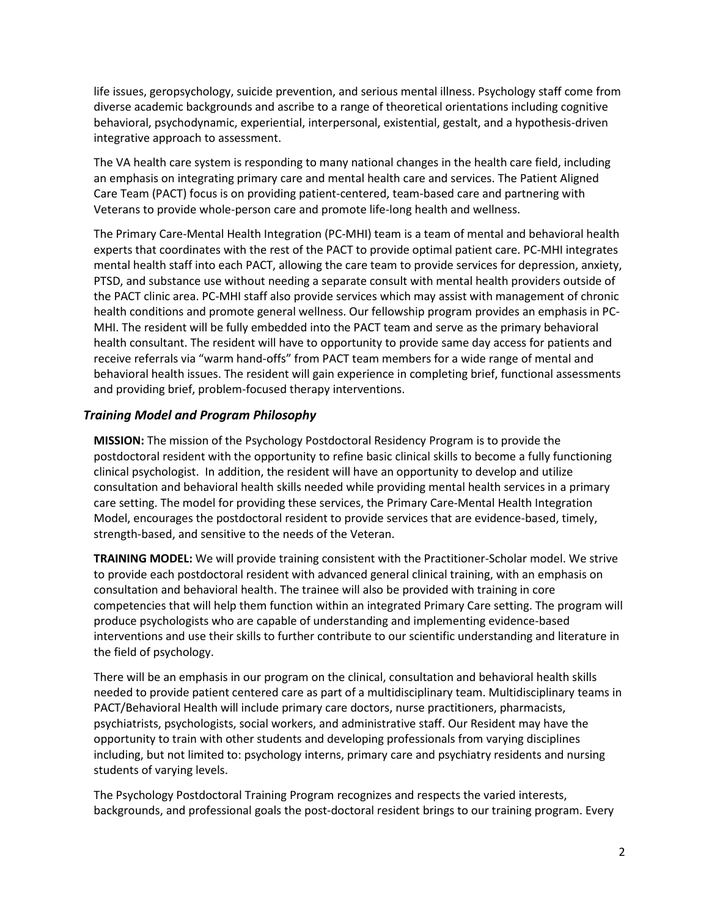life issues, geropsychology, suicide prevention, and serious mental illness. Psychology staff come from diverse academic backgrounds and ascribe to a range of theoretical orientations including cognitive behavioral, psychodynamic, experiential, interpersonal, existential, gestalt, and a hypothesis-driven integrative approach to assessment.

The VA health care system is responding to many national changes in the health care field, including an emphasis on integrating primary care and mental health care and services. The Patient Aligned Care Team (PACT) focus is on providing patient-centered, team-based care and partnering with Veterans to provide whole-person care and promote life-long health and wellness.

The Primary Care-Mental Health Integration (PC-MHI) team is a team of mental and behavioral health experts that coordinates with the rest of the PACT to provide optimal patient care. PC-MHI integrates mental health staff into each PACT, allowing the care team to provide services for depression, anxiety, PTSD, and substance use without needing a separate consult with mental health providers outside of the PACT clinic area. PC-MHI staff also provide services which may assist with management of chronic health conditions and promote general wellness. Our fellowship program provides an emphasis in PC-MHI. The resident will be fully embedded into the PACT team and serve as the primary behavioral health consultant. The resident will have to opportunity to provide same day access for patients and receive referrals via "warm hand-offs" from PACT team members for a wide range of mental and behavioral health issues. The resident will gain experience in completing brief, functional assessments and providing brief, problem-focused therapy interventions.

### *Training Model and Program Philosophy*

**MISSION:** The mission of the Psychology Postdoctoral Residency Program is to provide the postdoctoral resident with the opportunity to refine basic clinical skills to become a fully functioning clinical psychologist. In addition, the resident will have an opportunity to develop and utilize consultation and behavioral health skills needed while providing mental health services in a primary care setting. The model for providing these services, the Primary Care-Mental Health Integration Model, encourages the postdoctoral resident to provide services that are evidence-based, timely, strength-based, and sensitive to the needs of the Veteran.

**TRAINING MODEL:** We will provide training consistent with the Practitioner-Scholar model. We strive to provide each postdoctoral resident with advanced general clinical training, with an emphasis on consultation and behavioral health. The trainee will also be provided with training in core competencies that will help them function within an integrated Primary Care setting. The program will produce psychologists who are capable of understanding and implementing evidence-based interventions and use their skills to further contribute to our scientific understanding and literature in the field of psychology.

There will be an emphasis in our program on the clinical, consultation and behavioral health skills needed to provide patient centered care as part of a multidisciplinary team. Multidisciplinary teams in PACT/Behavioral Health will include primary care doctors, nurse practitioners, pharmacists, psychiatrists, psychologists, social workers, and administrative staff. Our Resident may have the opportunity to train with other students and developing professionals from varying disciplines including, but not limited to: psychology interns, primary care and psychiatry residents and nursing students of varying levels.

The Psychology Postdoctoral Training Program recognizes and respects the varied interests, backgrounds, and professional goals the post-doctoral resident brings to our training program. Every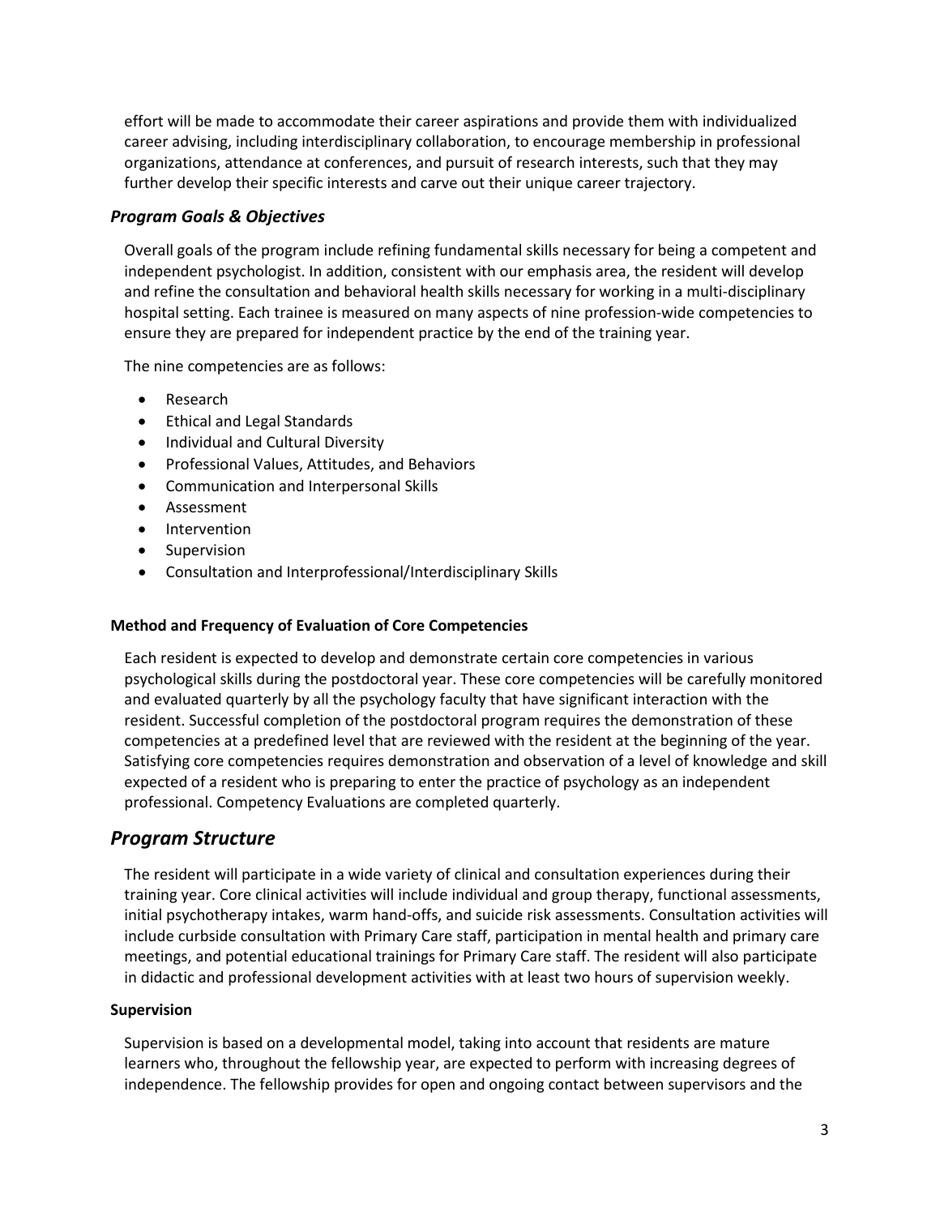effort will be made to accommodate their career aspirations and provide them with individualized career advising, including interdisciplinary collaboration, to encourage membership in professional organizations, attendance at conferences, and pursuit of research interests, such that they may further develop their specific interests and carve out their unique career trajectory.

### *Program Goals & Objectives*

Overall goals of the program include refining fundamental skills necessary for being a competent and independent psychologist. In addition, consistent with our emphasis area, the resident will develop and refine the consultation and behavioral health skills necessary for working in a multi-disciplinary hospital setting. Each trainee is measured on many aspects of nine profession-wide competencies to ensure they are prepared for independent practice by the end of the training year.

The nine competencies are as follows:

- Research
- Ethical and Legal Standards
- Individual and Cultural Diversity
- Professional Values, Attitudes, and Behaviors
- Communication and Interpersonal Skills
- Assessment
- Intervention
- Supervision
- Consultation and Interprofessional/Interdisciplinary Skills

#### **Method and Frequency of Evaluation of Core Competencies**

Each resident is expected to develop and demonstrate certain core competencies in various psychological skills during the postdoctoral year. These core competencies will be carefully monitored and evaluated quarterly by all the psychology faculty that have significant interaction with the resident. Successful completion of the postdoctoral program requires the demonstration of these competencies at a predefined level that are reviewed with the resident at the beginning of the year. Satisfying core competencies requires demonstration and observation of a level of knowledge and skill expected of a resident who is preparing to enter the practice of psychology as an independent professional. Competency Evaluations are completed quarterly.

## *Program Structure*

The resident will participate in a wide variety of clinical and consultation experiences during their training year. Core clinical activities will include individual and group therapy, functional assessments, initial psychotherapy intakes, warm hand-offs, and suicide risk assessments. Consultation activities will include curbside consultation with Primary Care staff, participation in mental health and primary care meetings, and potential educational trainings for Primary Care staff. The resident will also participate in didactic and professional development activities with at least two hours of supervision weekly.

#### **Supervision**

Supervision is based on a developmental model, taking into account that residents are mature learners who, throughout the fellowship year, are expected to perform with increasing degrees of independence. The fellowship provides for open and ongoing contact between supervisors and the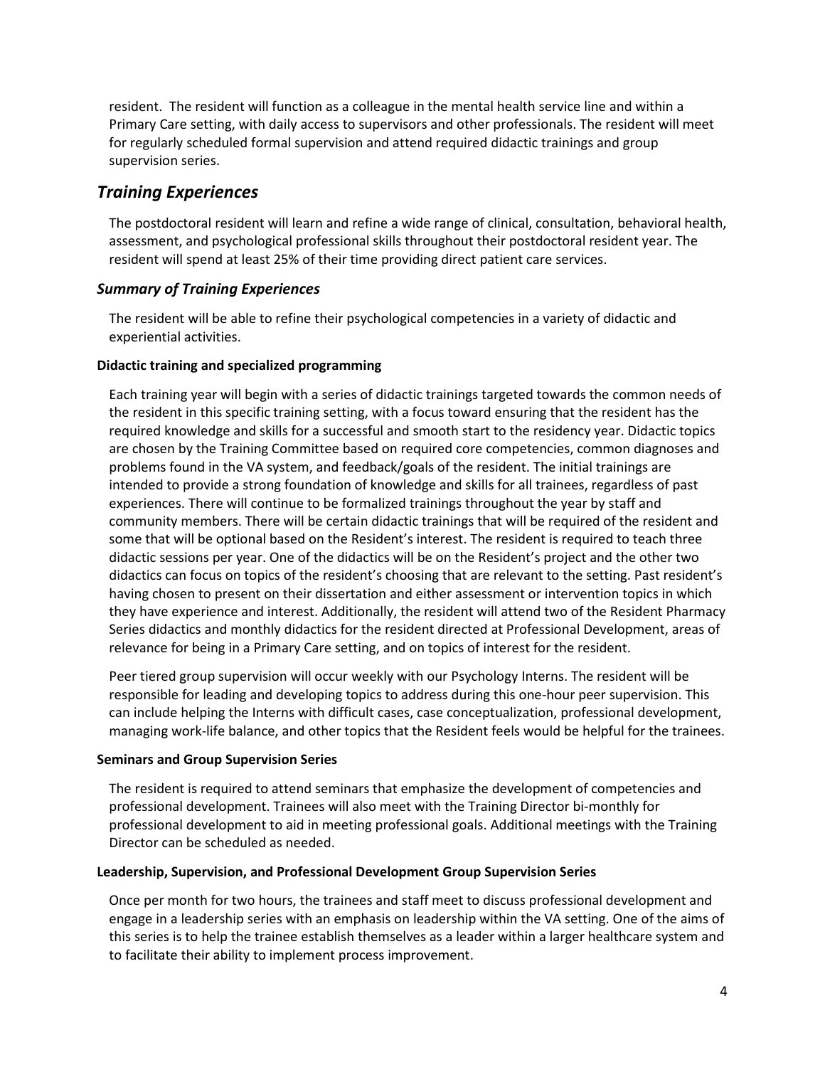resident. The resident will function as a colleague in the mental health service line and within a Primary Care setting, with daily access to supervisors and other professionals. The resident will meet for regularly scheduled formal supervision and attend required didactic trainings and group supervision series.

## *Training Experiences*

The postdoctoral resident will learn and refine a wide range of clinical, consultation, behavioral health, assessment, and psychological professional skills throughout their postdoctoral resident year. The resident will spend at least 25% of their time providing direct patient care services.

### *Summary of Training Experiences*

The resident will be able to refine their psychological competencies in a variety of didactic and experiential activities.

#### Didactic training and specialized programming

Each training year will begin with a series of didactic trainings targeted towards the common needs of the resident in this specific training setting, with a focus toward ensuring that the resident has the required knowledge and skills for a successful and smooth start to the residency year. Didactic topics are chosen by the Training Committee based on required core competencies, common diagnoses and problems found in the VA system, and feedback/goals of the resident. The initial trainings are intended to provide a strong foundation of knowledge and skills for all trainees, regardless of past experiences. There will continue to be formalized trainings throughout the year by staff and community members. There will be certain didactic trainings that will be required of the resident and some that will be optional based on the Resident's interest. The resident is required to teach three didactic sessions per year. One of the didactics will be on the Resident's project and the other two didactics can focus on topics of the resident's choosing that are relevant to the setting. Past resident's having chosen to present on their dissertation and either assessment or intervention topics in which they have experience and interest. Additionally, the resident will attend two of the Resident Pharmacy Series didactics and monthly didactics for the resident directed at Professional Development, areas of relevance for being in a Primary Care setting, and on topics of interest for the resident.

Peer tiered group supervision will occur weekly with our Psychology Interns. The resident will be responsible for leading and developing topics to address during this one-hour peer supervision. This can include helping the Interns with difficult cases, case conceptualization, professional development, managing work-life balance, and other topics that the Resident feels would be helpful for the trainees.

#### Seminars and Group Supervision Series

The resident is required to attend seminars that emphasize the development of competencies and professional development. Trainees will also meet with the Training Director bi-monthly for professional development to aid in meeting professional goals. Additional meetings with the Training Director can be scheduled as needed.

#### Leadership, Supervision, and Professional Development Group Supervision Series

Once per month for two hours, the trainees and staff meet to discuss professional development and engage in a leadership series with an emphasis on leadership within the VA setting. One of the aims of this series is to help the trainee establish themselves as a leader within a larger healthcare system and to facilitate their ability to implement process improvement.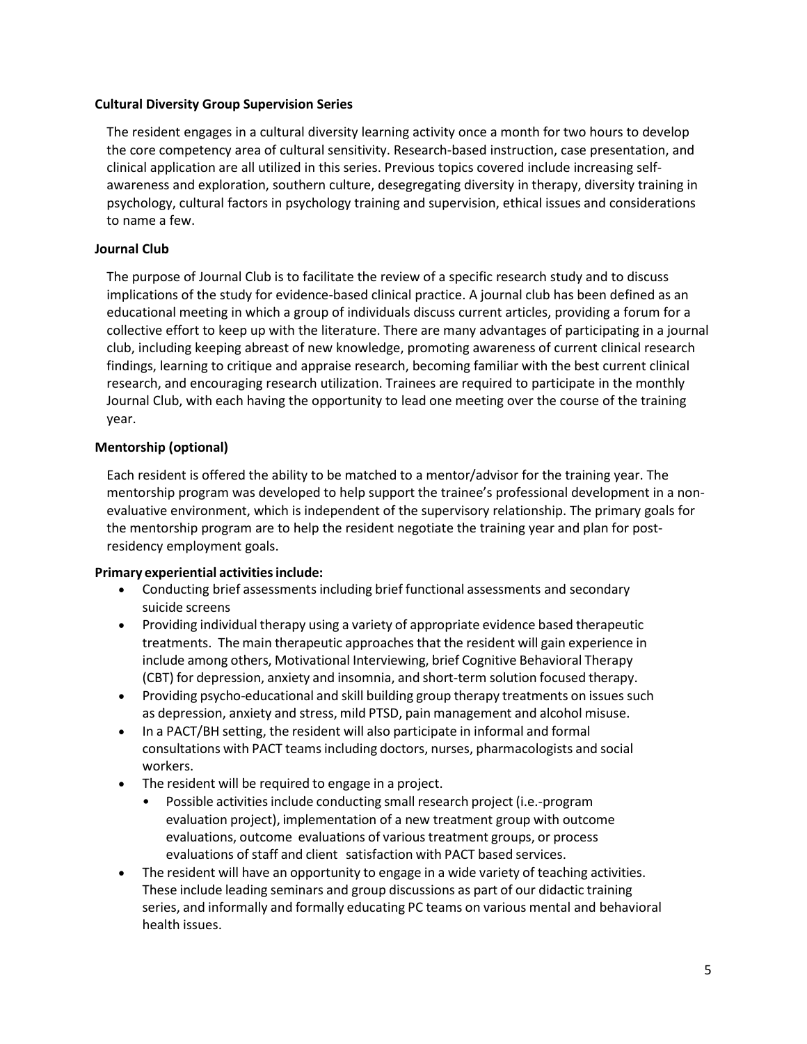**Cultural Diversity Group Supervision Series**

The resident engages in a cultural diversity learning activity once a month for two hours to develop the core competency area of cultural sensitivity. Research-based instruction, case presentation, and clinical application are all utilized in this series. Previous topics covered include increasing self-awareness and exploration, southern culture, desegregating diversity in therapy, diversity training in psychology, cultural factors in psychology training and supervision, ethical issues and considerations to name a few.

**Journal Club**

The purpose of Journal Club is to facilitate the review of a specific research study and to discuss implications of the study for evidence-based clinical practice. A journal club has been defined as an educational meeting in which a group of individuals discuss current articles, providing a forum for a collective effort to keep up with the literature. There are many advantages of participating in a journal club, including keeping abreast of new knowledge, promoting awareness of current clinical research findings, learning to critique and appraise research, becoming familiar with the best current clinical research, and encouraging research utilization. Trainees are required to participate in the monthly Journal Club, with each having the opportunity to lead one meeting over the course of the training year.

**Mentorship (optional)**

Each resident is offered the ability to be matched to a mentor/advisor for the training year. The mentorship program was developed to help support the trainee's professional development in a non-evaluative environment, which is independent of the supervisory relationship. The primary goals for the mentorship program are to help the resident negotiate the training year and plan for post-residency employment goals.

**Primary experiential activities include:**

- Conducting brief assessments including brief functional assessments and secondary suicide screens
- Providing individual therapy using a variety of appropriate evidence based therapeutic treatments. The main therapeutic approaches that the resident will gain experience in include among others, Motivational Interviewing, brief Cognitive Behavioral Therapy (CBT) for depression, anxiety and insomnia, and short-term solution focused therapy.
- Providing psycho-educational and skill building group therapy treatments on issues such as depression, anxiety and stress, mild PTSD, pain management and alcohol misuse.
- In a PACT/BH setting, the resident will also participate in informal and formal consultations with PACT teams including doctors, nurses, pharmacologists and social workers.
- The resident will be required to engage in a project.
  - Possible activities include conducting small research project (i.e.-program evaluation project), implementation of a new treatment group with outcome evaluations, outcome evaluations of various treatment groups, or process evaluations of staff and client satisfaction with PACT based services.
- The resident will have an opportunity to engage in a wide variety of teaching activities. These include leading seminars and group discussions as part of our didactic training series, and informally and formally educating PC teams on various mental and behavioral health issues.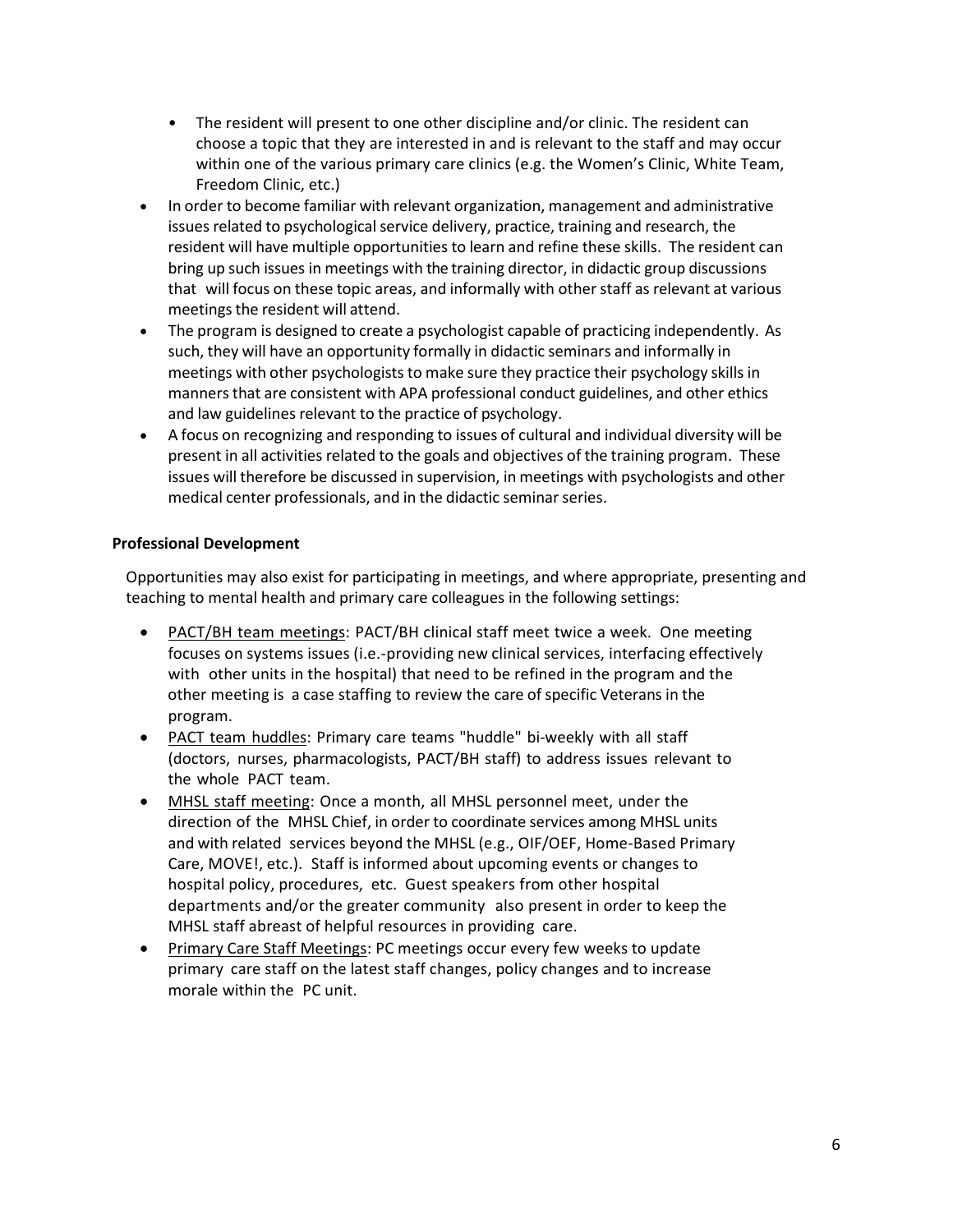- The resident will present to one other discipline and/or clinic. The resident can choose a topic that they are interested in and is relevant to the staff and may occur within one of the various primary care clinics (e.g. the Women's Clinic, White Team, Freedom Clinic, etc.)

- In order to become familiar with relevant organization, management and administrative issues related to psychological service delivery, practice, training and research, the resident will have multiple opportunities to learn and refine these skills. The resident can bring up such issues in meetings with the training director, in didactic group discussions that will focus on these topic areas, and informally with other staff as relevant at various meetings the resident will attend.
- The program is designed to create a psychologist capable of practicing independently. As such, they will have an opportunity formally in didactic seminars and informally in meetings with other psychologists to make sure they practice their psychology skills in manners that are consistent with APA professional conduct guidelines, and other ethics and law guidelines relevant to the practice of psychology.
- A focus on recognizing and responding to issues of cultural and individual diversity will be present in all activities related to the goals and objectives of the training program. These issues will therefore be discussed in supervision, in meetings with psychologists and other medical center professionals, and in the didactic seminar series.

**Professional Development**

Opportunities may also exist for participating in meetings, and where appropriate, presenting and teaching to mental health and primary care colleagues in the following settings:

- PACT/BH team meetings: PACT/BH clinical staff meet twice a week. One meeting focuses on systems issues (i.e.-providing new clinical services, interfacing effectively with other units in the hospital) that need to be refined in the program and the other meeting is a case staffing to review the care of specific Veterans in the program.
- PACT team huddles: Primary care teams "huddle" bi-weekly with all staff (doctors, nurses, pharmacologists, PACT/BH staff) to address issues relevant to the whole PACT team.
- MHSL staff meeting: Once a month, all MHSL personnel meet, under the direction of the MHSL Chief, in order to coordinate services among MHSL units and with related services beyond the MHSL (e.g., OIF/OEF, Home-Based Primary Care, MOVE!, etc.). Staff is informed about upcoming events or changes to hospital policy, procedures, etc. Guest speakers from other hospital departments and/or the greater community also present in order to keep the MHSL staff abreast of helpful resources in providing care.
- Primary Care Staff Meetings: PC meetings occur every few weeks to update primary care staff on the latest staff changes, policy changes and to increase morale within the PC unit.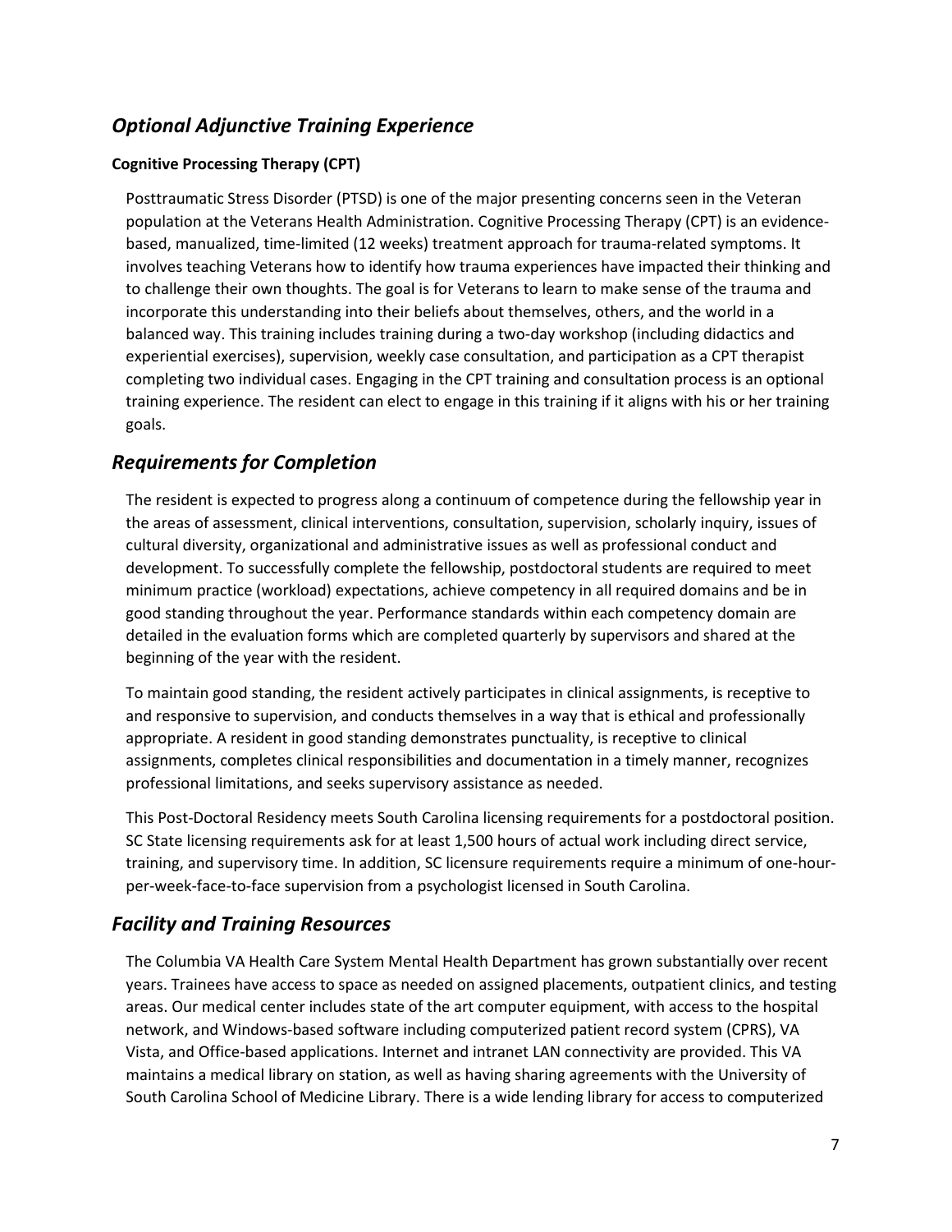## *Optional Adjunctive Training Experience*

**Cognitive Processing Therapy (CPT)**

Posttraumatic Stress Disorder (PTSD) is one of the major presenting concerns seen in the Veteran population at the Veterans Health Administration. Cognitive Processing Therapy (CPT) is an evidence-based, manualized, time-limited (12 weeks) treatment approach for trauma-related symptoms. It involves teaching Veterans how to identify how trauma experiences have impacted their thinking and to challenge their own thoughts. The goal is for Veterans to learn to make sense of the trauma and incorporate this understanding into their beliefs about themselves, others, and the world in a balanced way. This training includes training during a two-day workshop (including didactics and experiential exercises), supervision, weekly case consultation, and participation as a CPT therapist completing two individual cases. Engaging in the CPT training and consultation process is an optional training experience. The resident can elect to engage in this training if it aligns with his or her training goals.

## *Requirements for Completion*

The resident is expected to progress along a continuum of competence during the fellowship year in the areas of assessment, clinical interventions, consultation, supervision, scholarly inquiry, issues of cultural diversity, organizational and administrative issues as well as professional conduct and development. To successfully complete the fellowship, postdoctoral students are required to meet minimum practice (workload) expectations, achieve competency in all required domains and be in good standing throughout the year. Performance standards within each competency domain are detailed in the evaluation forms which are completed quarterly by supervisors and shared at the beginning of the year with the resident.

To maintain good standing, the resident actively participates in clinical assignments, is receptive to and responsive to supervision, and conducts themselves in a way that is ethical and professionally appropriate. A resident in good standing demonstrates punctuality, is receptive to clinical assignments, completes clinical responsibilities and documentation in a timely manner, recognizes professional limitations, and seeks supervisory assistance as needed.

This Post-Doctoral Residency meets South Carolina licensing requirements for a postdoctoral position. SC State licensing requirements ask for at least 1,500 hours of actual work including direct service, training, and supervisory time. In addition, SC licensure requirements require a minimum of one-hour-per-week-face-to-face supervision from a psychologist licensed in South Carolina.

## *Facility and Training Resources*

The Columbia VA Health Care System Mental Health Department has grown substantially over recent years. Trainees have access to space as needed on assigned placements, outpatient clinics, and testing areas. Our medical center includes state of the art computer equipment, with access to the hospital network, and Windows-based software including computerized patient record system (CPRS), VA Vista, and Office-based applications. Internet and intranet LAN connectivity are provided. This VA maintains a medical library on station, as well as having sharing agreements with the University of South Carolina School of Medicine Library. There is a wide lending library for access to computerized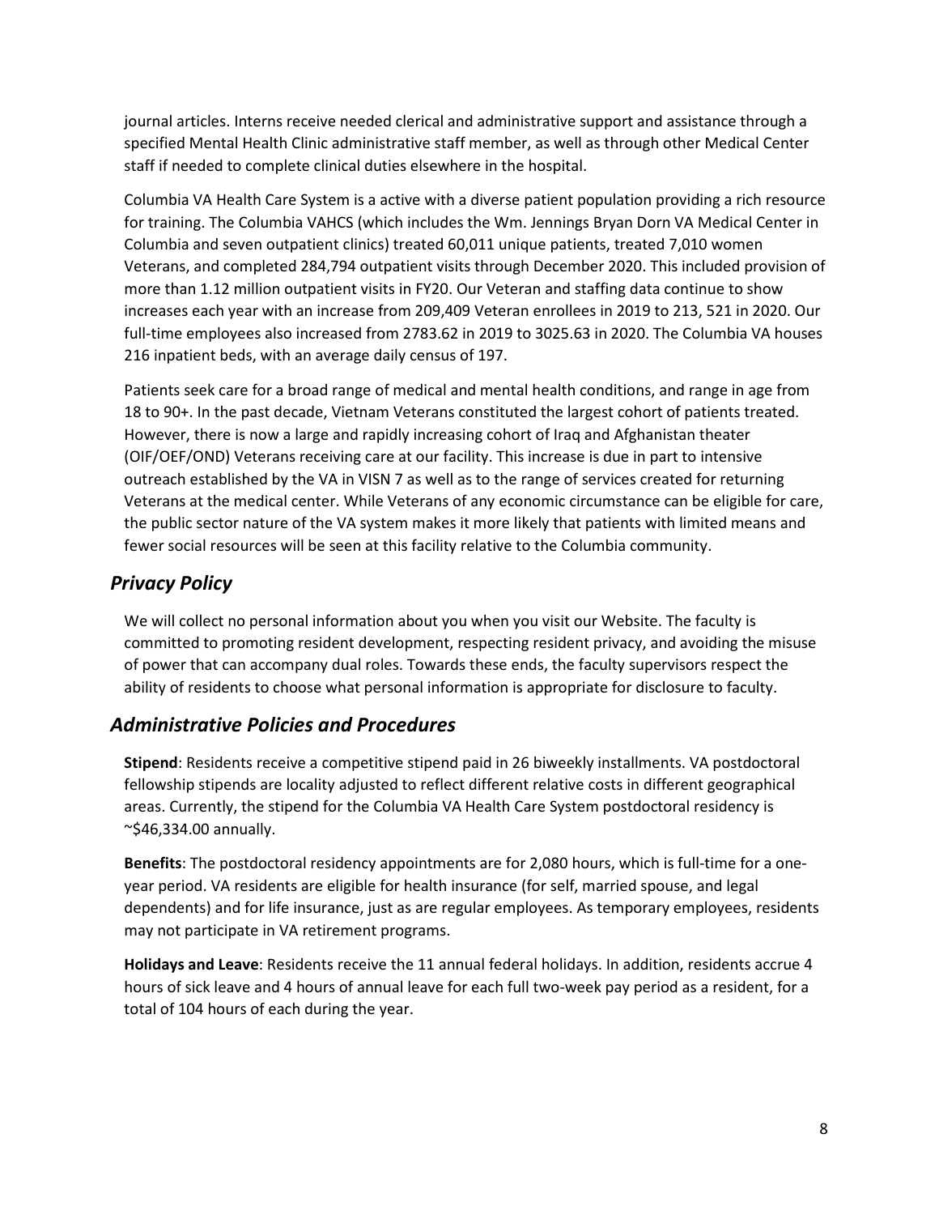journal articles. Interns receive needed clerical and administrative support and assistance through a specified Mental Health Clinic administrative staff member, as well as through other Medical Center staff if needed to complete clinical duties elsewhere in the hospital.

Columbia VA Health Care System is a active with a diverse patient population providing a rich resource for training. The Columbia VAHCS (which includes the Wm. Jennings Bryan Dorn VA Medical Center in Columbia and seven outpatient clinics) treated 60,011 unique patients, treated 7,010 women Veterans, and completed 284,794 outpatient visits through December 2020. This included provision of more than 1.12 million outpatient visits in FY20. Our Veteran and staffing data continue to show increases each year with an increase from 209,409 Veteran enrollees in 2019 to 213, 521 in 2020. Our full-time employees also increased from 2783.62 in 2019 to 3025.63 in 2020. The Columbia VA houses 216 inpatient beds, with an average daily census of 197.

Patients seek care for a broad range of medical and mental health conditions, and range in age from 18 to 90+. In the past decade, Vietnam Veterans constituted the largest cohort of patients treated. However, there is now a large and rapidly increasing cohort of Iraq and Afghanistan theater (OIF/OEF/OND) Veterans receiving care at our facility. This increase is due in part to intensive outreach established by the VA in VISN 7 as well as to the range of services created for returning Veterans at the medical center. While Veterans of any economic circumstance can be eligible for care, the public sector nature of the VA system makes it more likely that patients with limited means and fewer social resources will be seen at this facility relative to the Columbia community.

## *Privacy Policy*

We will collect no personal information about you when you visit our Website. The faculty is committed to promoting resident development, respecting resident privacy, and avoiding the misuse of power that can accompany dual roles. Towards these ends, the faculty supervisors respect the ability of residents to choose what personal information is appropriate for disclosure to faculty.

## *Administrative Policies and Procedures*

**Stipend**: Residents receive a competitive stipend paid in 26 biweekly installments. VA postdoctoral fellowship stipends are locality adjusted to reflect different relative costs in different geographical areas. Currently, the stipend for the Columbia VA Health Care System postdoctoral residency is ~$46,334.00 annually.

**Benefits**: The postdoctoral residency appointments are for 2,080 hours, which is full-time for a one-year period. VA residents are eligible for health insurance (for self, married spouse, and legal dependents) and for life insurance, just as are regular employees. As temporary employees, residents may not participate in VA retirement programs.

**Holidays and Leave**: Residents receive the 11 annual federal holidays. In addition, residents accrue 4 hours of sick leave and 4 hours of annual leave for each full two-week pay period as a resident, for a total of 104 hours of each during the year.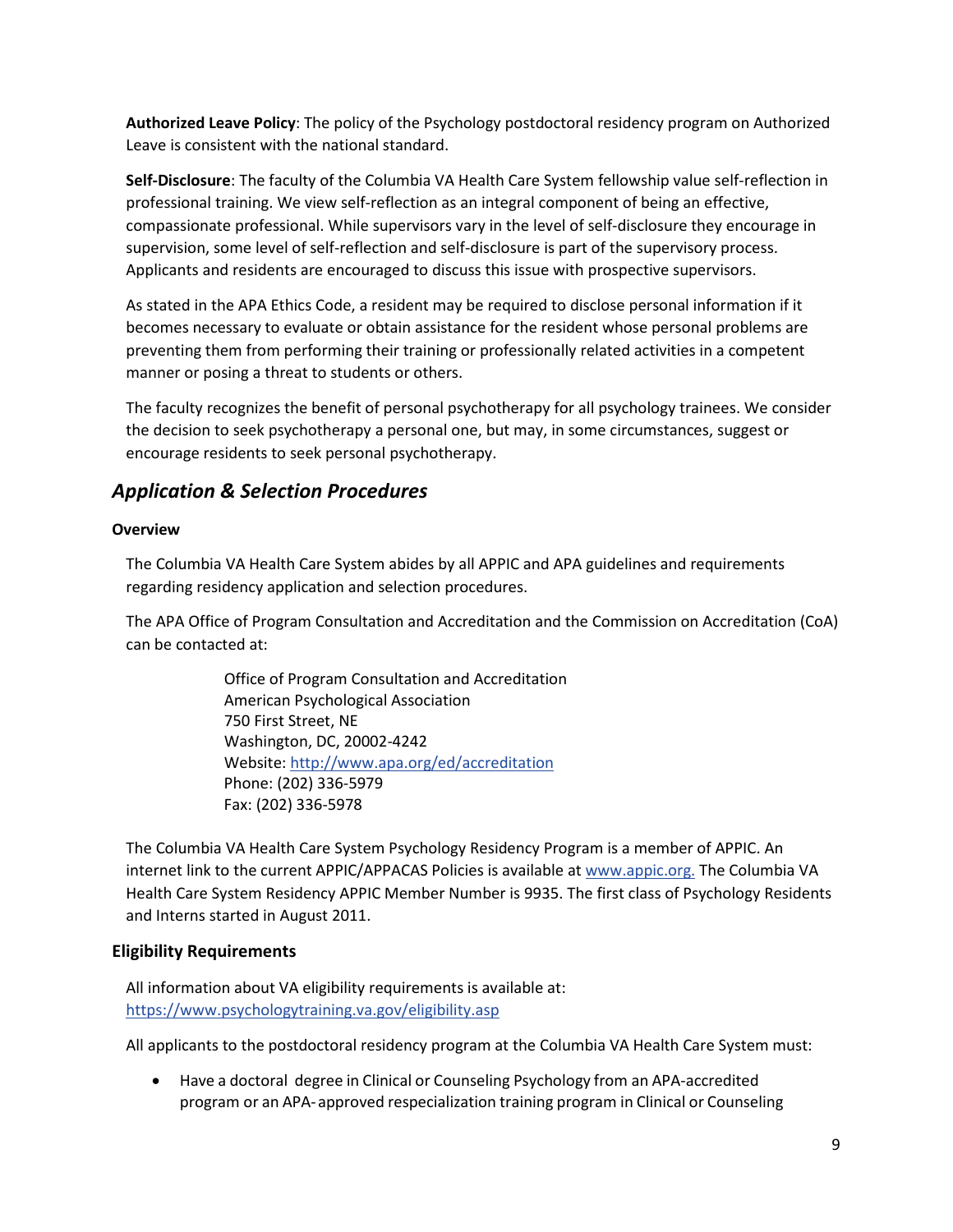**Authorized Leave Policy**: The policy of the Psychology postdoctoral residency program on Authorized Leave is consistent with the national standard.

**Self-Disclosure**: The faculty of the Columbia VA Health Care System fellowship value self-reflection in professional training. We view self-reflection as an integral component of being an effective, compassionate professional. While supervisors vary in the level of self-disclosure they encourage in supervision, some level of self-reflection and self-disclosure is part of the supervisory process. Applicants and residents are encouraged to discuss this issue with prospective supervisors.

As stated in the APA Ethics Code, a resident may be required to disclose personal information if it becomes necessary to evaluate or obtain assistance for the resident whose personal problems are preventing them from performing their training or professionally related activities in a competent manner or posing a threat to students or others.

The faculty recognizes the benefit of personal psychotherapy for all psychology trainees. We consider the decision to seek psychotherapy a personal one, but may, in some circumstances, suggest or encourage residents to seek personal psychotherapy.

## *Application & Selection Procedures*

**Overview**

The Columbia VA Health Care System abides by all APPIC and APA guidelines and requirements regarding residency application and selection procedures.

The APA Office of Program Consultation and Accreditation and the Commission on Accreditation (CoA) can be contacted at:

> Office of Program Consultation and Accreditation
> American Psychological Association
> 750 First Street, NE
> Washington, DC, 20002-4242
> Website: http://www.apa.org/ed/accreditation
> Phone: (202) 336-5979
> Fax: (202) 336-5978

The Columbia VA Health Care System Psychology Residency Program is a member of APPIC. An internet link to the current APPIC/APPACAS Policies is available at www.appic.org. The Columbia VA Health Care System Residency APPIC Member Number is 9935. The first class of Psychology Residents and Interns started in August 2011.

### Eligibility Requirements

All information about VA eligibility requirements is available at: https://www.psychologytraining.va.gov/eligibility.asp

All applicants to the postdoctoral residency program at the Columbia VA Health Care System must:

- Have a doctoral degree in Clinical or Counseling Psychology from an APA-accredited program or an APA-approved respecialization training program in Clinical or Counseling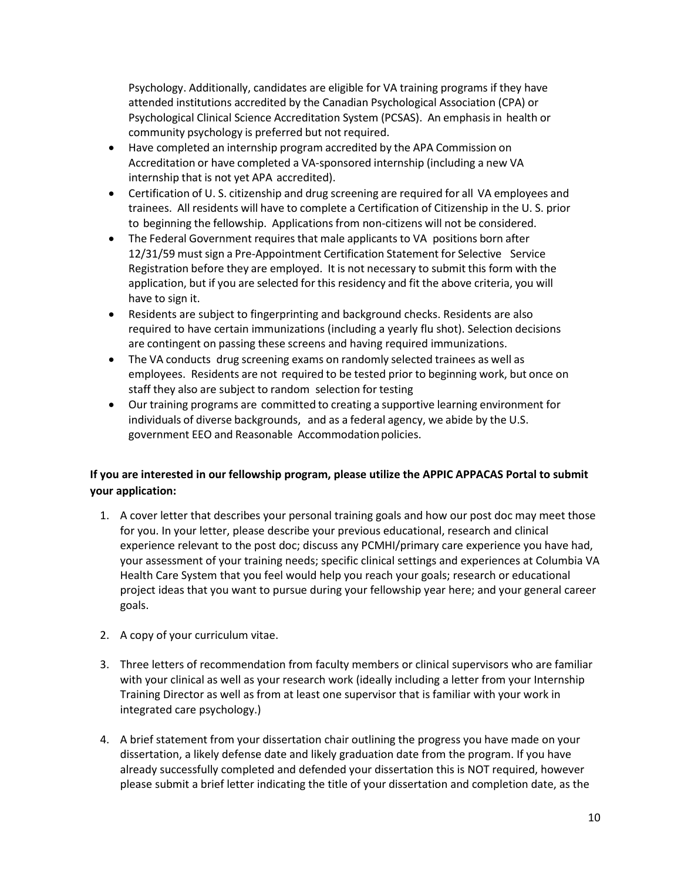Psychology. Additionally, candidates are eligible for VA training programs if they have attended institutions accredited by the Canadian Psychological Association (CPA) or Psychological Clinical Science Accreditation System (PCSAS). An emphasis in health or community psychology is preferred but not required.

- Have completed an internship program accredited by the APA Commission on Accreditation or have completed a VA-sponsored internship (including a new VA internship that is not yet APA accredited).
- Certification of U. S. citizenship and drug screening are required for all VA employees and trainees. All residents will have to complete a Certification of Citizenship in the U. S. prior to beginning the fellowship. Applications from non-citizens will not be considered.
- The Federal Government requires that male applicants to VA positions born after 12/31/59 must sign a Pre-Appointment Certification Statement for Selective Service Registration before they are employed. It is not necessary to submit this form with the application, but if you are selected for this residency and fit the above criteria, you will have to sign it.
- Residents are subject to fingerprinting and background checks. Residents are also required to have certain immunizations (including a yearly flu shot). Selection decisions are contingent on passing these screens and having required immunizations.
- The VA conducts drug screening exams on randomly selected trainees as well as employees. Residents are not required to be tested prior to beginning work, but once on staff they also are subject to random selection for testing
- Our training programs are committed to creating a supportive learning environment for individuals of diverse backgrounds, and as a federal agency, we abide by the U.S. government EEO and Reasonable Accommodation policies.

**If you are interested in our fellowship program, please utilize the APPIC APPACAS Portal to submit your application:**

1. A cover letter that describes your personal training goals and how our post doc may meet those for you. In your letter, please describe your previous educational, research and clinical experience relevant to the post doc; discuss any PCMHI/primary care experience you have had, your assessment of your training needs; specific clinical settings and experiences at Columbia VA Health Care System that you feel would help you reach your goals; research or educational project ideas that you want to pursue during your fellowship year here; and your general career goals.

2. A copy of your curriculum vitae.

3. Three letters of recommendation from faculty members or clinical supervisors who are familiar with your clinical as well as your research work (ideally including a letter from your Internship Training Director as well as from at least one supervisor that is familiar with your work in integrated care psychology.)

4. A brief statement from your dissertation chair outlining the progress you have made on your dissertation, a likely defense date and likely graduation date from the program. If you have already successfully completed and defended your dissertation this is NOT required, however please submit a brief letter indicating the title of your dissertation and completion date, as the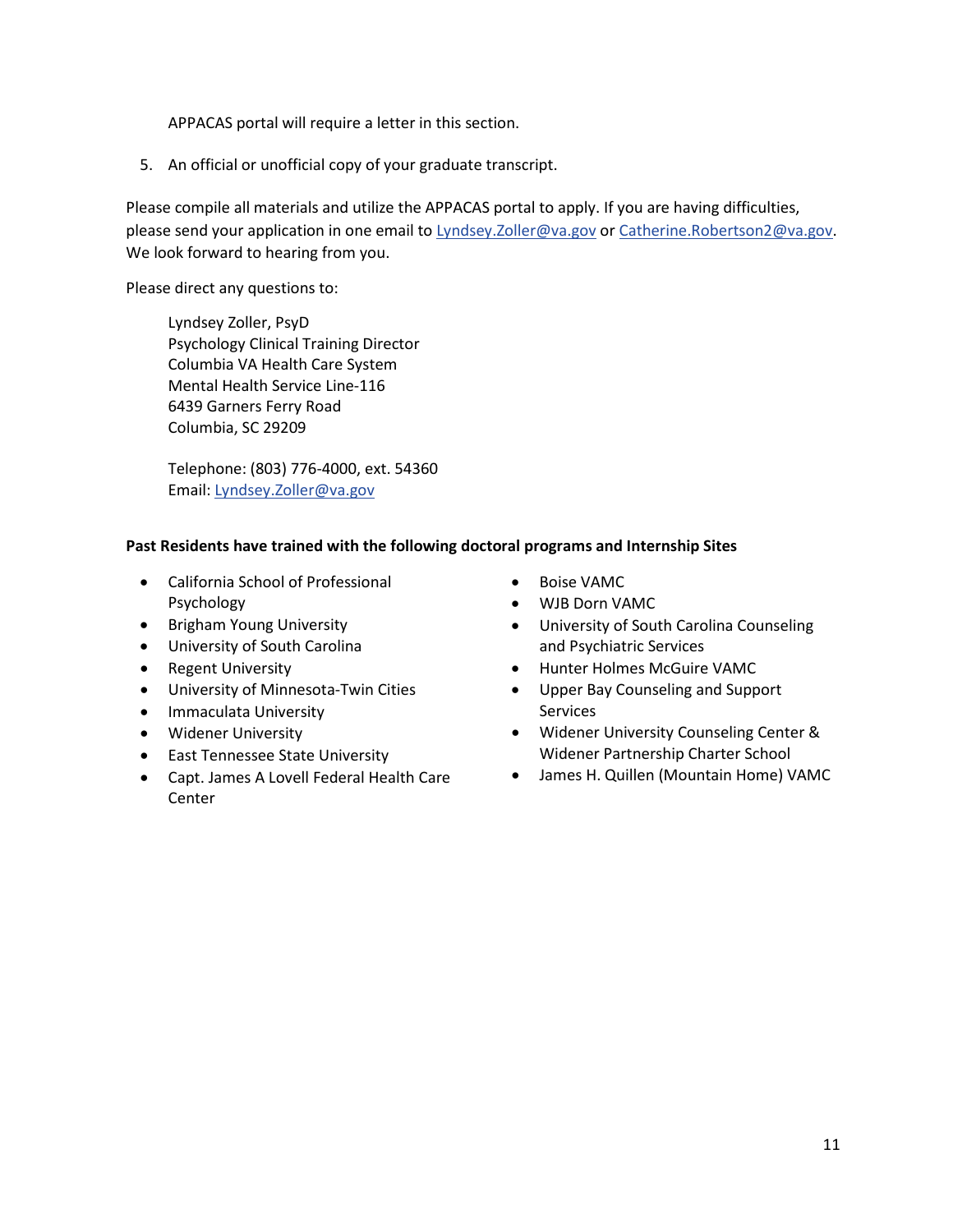APPACAS portal will require a letter in this section.

5. An official or unofficial copy of your graduate transcript.

Please compile all materials and utilize the APPACAS portal to apply. If you are having difficulties, please send your application in one email to Lyndsey.Zoller@va.gov or Catherine.Robertson2@va.gov. We look forward to hearing from you.

Please direct any questions to:

Lyndsey Zoller, PsyD
Psychology Clinical Training Director
Columbia VA Health Care System
Mental Health Service Line-116
6439 Garners Ferry Road
Columbia, SC 29209

Telephone: (803) 776-4000, ext. 54360
Email: Lyndsey.Zoller@va.gov

**Past Residents have trained with the following doctoral programs and Internship Sites**

- California School of Professional Psychology
- Brigham Young University
- University of South Carolina
- Regent University
- University of Minnesota-Twin Cities
- Immaculata University
- Widener University
- East Tennessee State University
- Capt. James A Lovell Federal Health Care Center
- Boise VAMC
- WJB Dorn VAMC
- University of South Carolina Counseling and Psychiatric Services
- Hunter Holmes McGuire VAMC
- Upper Bay Counseling and Support Services
- Widener University Counseling Center & Widener Partnership Charter School
- James H. Quillen (Mountain Home) VAMC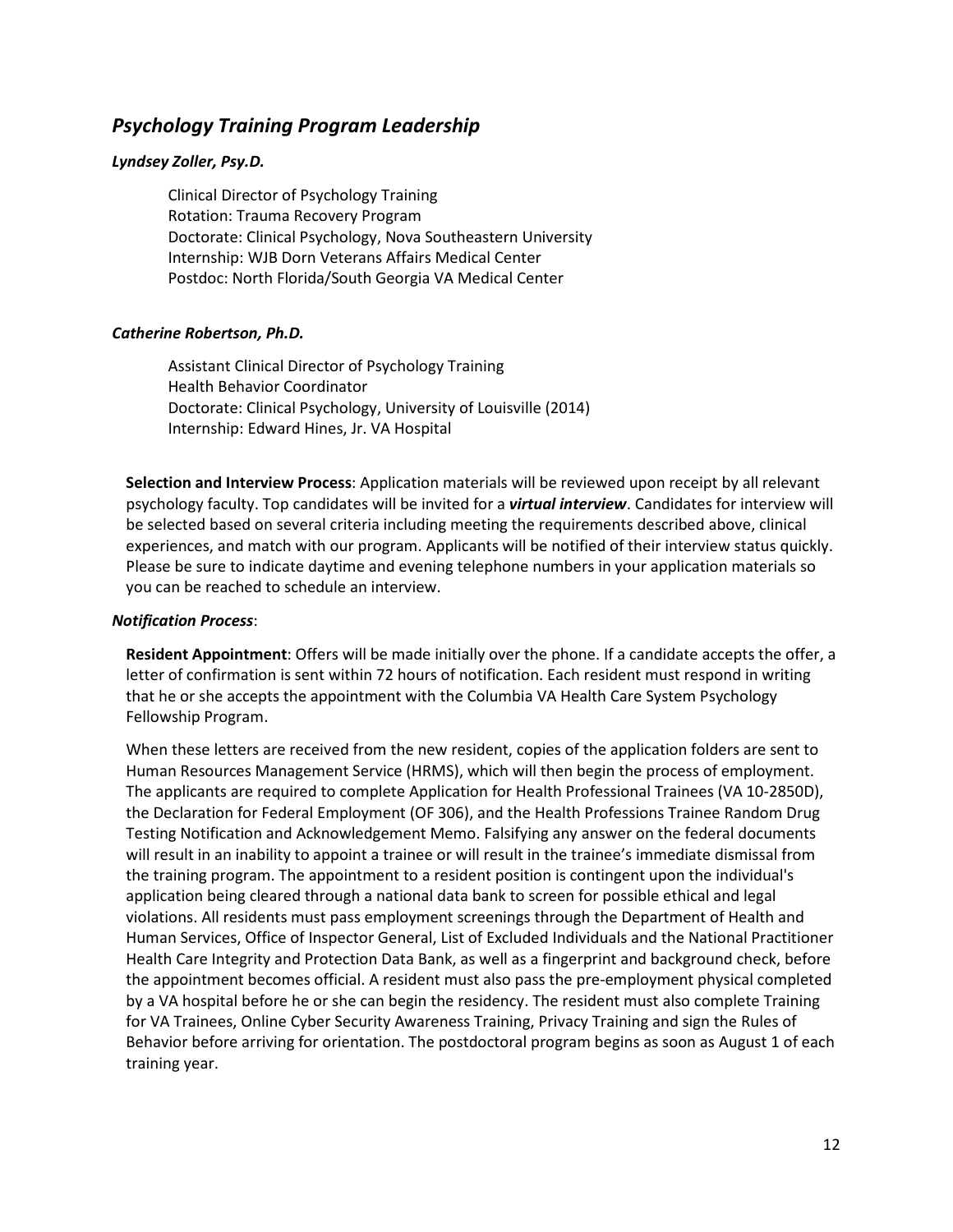## *Psychology Training Program Leadership*

***Lyndsey Zoller, Psy.D.***

Clinical Director of Psychology Training
Rotation: Trauma Recovery Program
Doctorate: Clinical Psychology, Nova Southeastern University
Internship: WJB Dorn Veterans Affairs Medical Center
Postdoc: North Florida/South Georgia VA Medical Center

***Catherine Robertson, Ph.D.***

Assistant Clinical Director of Psychology Training
Health Behavior Coordinator
Doctorate: Clinical Psychology, University of Louisville (2014)
Internship: Edward Hines, Jr. VA Hospital

**Selection and Interview Process**: Application materials will be reviewed upon receipt by all relevant psychology faculty. Top candidates will be invited for a ***virtual interview***. Candidates for interview will be selected based on several criteria including meeting the requirements described above, clinical experiences, and match with our program. Applicants will be notified of their interview status quickly. Please be sure to indicate daytime and evening telephone numbers in your application materials so you can be reached to schedule an interview.

***Notification Process***:

**Resident Appointment**: Offers will be made initially over the phone. If a candidate accepts the offer, a letter of confirmation is sent within 72 hours of notification. Each resident must respond in writing that he or she accepts the appointment with the Columbia VA Health Care System Psychology Fellowship Program.

When these letters are received from the new resident, copies of the application folders are sent to Human Resources Management Service (HRMS), which will then begin the process of employment. The applicants are required to complete Application for Health Professional Trainees (VA 10-2850D), the Declaration for Federal Employment (OF 306), and the Health Professions Trainee Random Drug Testing Notification and Acknowledgement Memo. Falsifying any answer on the federal documents will result in an inability to appoint a trainee or will result in the trainee's immediate dismissal from the training program. The appointment to a resident position is contingent upon the individual's application being cleared through a national data bank to screen for possible ethical and legal violations. All residents must pass employment screenings through the Department of Health and Human Services, Office of Inspector General, List of Excluded Individuals and the National Practitioner Health Care Integrity and Protection Data Bank, as well as a fingerprint and background check, before the appointment becomes official. A resident must also pass the pre-employment physical completed by a VA hospital before he or she can begin the residency. The resident must also complete Training for VA Trainees, Online Cyber Security Awareness Training, Privacy Training and sign the Rules of Behavior before arriving for orientation. The postdoctoral program begins as soon as August 1 of each training year.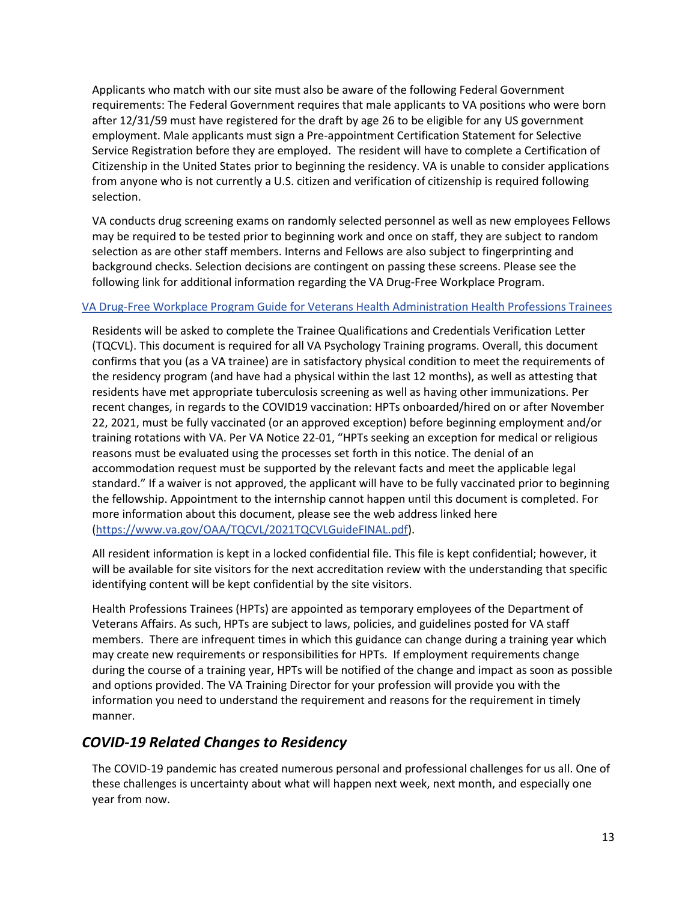Applicants who match with our site must also be aware of the following Federal Government requirements: The Federal Government requires that male applicants to VA positions who were born after 12/31/59 must have registered for the draft by age 26 to be eligible for any US government employment. Male applicants must sign a Pre-appointment Certification Statement for Selective Service Registration before they are employed. The resident will have to complete a Certification of Citizenship in the United States prior to beginning the residency. VA is unable to consider applications from anyone who is not currently a U.S. citizen and verification of citizenship is required following selection.

VA conducts drug screening exams on randomly selected personnel as well as new employees Fellows may be required to be tested prior to beginning work and once on staff, they are subject to random selection as are other staff members. Interns and Fellows are also subject to fingerprinting and background checks. Selection decisions are contingent on passing these screens. Please see the following link for additional information regarding the VA Drug-Free Workplace Program.

[VA Drug-Free Workplace Program Guide for Veterans Health Administration Health Professions Trainees]

Residents will be asked to complete the Trainee Qualifications and Credentials Verification Letter (TQCVL). This document is required for all VA Psychology Training programs. Overall, this document confirms that you (as a VA trainee) are in satisfactory physical condition to meet the requirements of the residency program (and have had a physical within the last 12 months), as well as attesting that residents have met appropriate tuberculosis screening as well as having other immunizations. Per recent changes, in regards to the COVID19 vaccination: HPTs onboarded/hired on or after November 22, 2021, must be fully vaccinated (or an approved exception) before beginning employment and/or training rotations with VA. Per VA Notice 22-01, "HPTs seeking an exception for medical or religious reasons must be evaluated using the processes set forth in this notice. The denial of an accommodation request must be supported by the relevant facts and meet the applicable legal standard." If a waiver is not approved, the applicant will have to be fully vaccinated prior to beginning the fellowship. Appointment to the internship cannot happen until this document is completed. For more information about this document, please see the web address linked here (https://www.va.gov/OAA/TQCVL/2021TQCVLGuideFINAL.pdf).

All resident information is kept in a locked confidential file. This file is kept confidential; however, it will be available for site visitors for the next accreditation review with the understanding that specific identifying content will be kept confidential by the site visitors.

Health Professions Trainees (HPTs) are appointed as temporary employees of the Department of Veterans Affairs. As such, HPTs are subject to laws, policies, and guidelines posted for VA staff members. There are infrequent times in which this guidance can change during a training year which may create new requirements or responsibilities for HPTs. If employment requirements change during the course of a training year, HPTs will be notified of the change and impact as soon as possible and options provided. The VA Training Director for your profession will provide you with the information you need to understand the requirement and reasons for the requirement in timely manner.

## *COVID-19 Related Changes to Residency*

The COVID-19 pandemic has created numerous personal and professional challenges for us all. One of these challenges is uncertainty about what will happen next week, next month, and especially one year from now.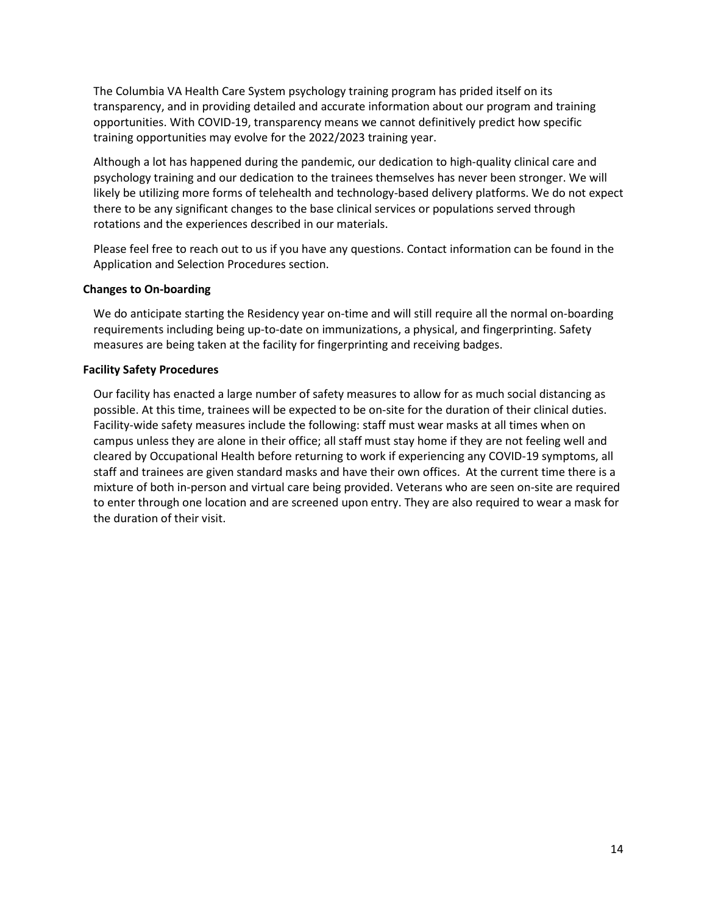The Columbia VA Health Care System psychology training program has prided itself on its transparency, and in providing detailed and accurate information about our program and training opportunities. With COVID-19, transparency means we cannot definitively predict how specific training opportunities may evolve for the 2022/2023 training year.

Although a lot has happened during the pandemic, our dedication to high-quality clinical care and psychology training and our dedication to the trainees themselves has never been stronger. We will likely be utilizing more forms of telehealth and technology-based delivery platforms. We do not expect there to be any significant changes to the base clinical services or populations served through rotations and the experiences described in our materials.

Please feel free to reach out to us if you have any questions. Contact information can be found in the Application and Selection Procedures section.

**Changes to On-boarding**

We do anticipate starting the Residency year on-time and will still require all the normal on-boarding requirements including being up-to-date on immunizations, a physical, and fingerprinting. Safety measures are being taken at the facility for fingerprinting and receiving badges.

**Facility Safety Procedures**

Our facility has enacted a large number of safety measures to allow for as much social distancing as possible. At this time, trainees will be expected to be on-site for the duration of their clinical duties. Facility-wide safety measures include the following: staff must wear masks at all times when on campus unless they are alone in their office; all staff must stay home if they are not feeling well and cleared by Occupational Health before returning to work if experiencing any COVID-19 symptoms, all staff and trainees are given standard masks and have their own offices. At the current time there is a mixture of both in-person and virtual care being provided. Veterans who are seen on-site are required to enter through one location and are screened upon entry. They are also required to wear a mask for the duration of their visit.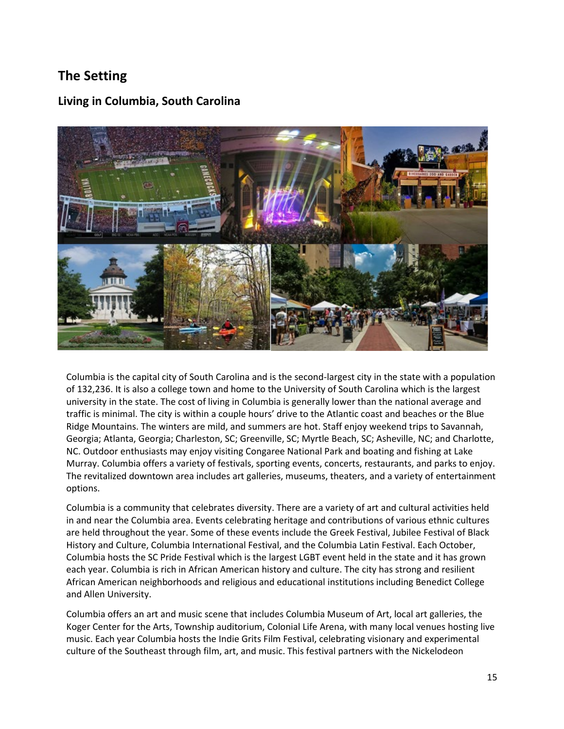## The Setting

### Living in Columbia, South Carolina

Columbia is the capital city of South Carolina and is the second-largest city in the state with a population of 132,236. It is also a college town and home to the University of South Carolina which is the largest university in the state. The cost of living in Columbia is generally lower than the national average and traffic is minimal. The city is within a couple hours' drive to the Atlantic coast and beaches or the Blue Ridge Mountains. The winters are mild, and summers are hot. Staff enjoy weekend trips to Savannah, Georgia; Atlanta, Georgia; Charleston, SC; Greenville, SC; Myrtle Beach, SC; Asheville, NC; and Charlotte, NC. Outdoor enthusiasts may enjoy visiting Congaree National Park and boating and fishing at Lake Murray. Columbia offers a variety of festivals, sporting events, concerts, restaurants, and parks to enjoy. The revitalized downtown area includes art galleries, museums, theaters, and a variety of entertainment options.

Columbia is a community that celebrates diversity. There are a variety of art and cultural activities held in and near the Columbia area. Events celebrating heritage and contributions of various ethnic cultures are held throughout the year. Some of these events include the Greek Festival, Jubilee Festival of Black History and Culture, Columbia International Festival, and the Columbia Latin Festival. Each October, Columbia hosts the SC Pride Festival which is the largest LGBT event held in the state and it has grown each year. Columbia is rich in African American history and culture. The city has strong and resilient African American neighborhoods and religious and educational institutions including Benedict College and Allen University.

Columbia offers an art and music scene that includes Columbia Museum of Art, local art galleries, the Koger Center for the Arts, Township auditorium, Colonial Life Arena, with many local venues hosting live music. Each year Columbia hosts the Indie Grits Film Festival, celebrating visionary and experimental culture of the Southeast through film, art, and music. This festival partners with the Nickelodeon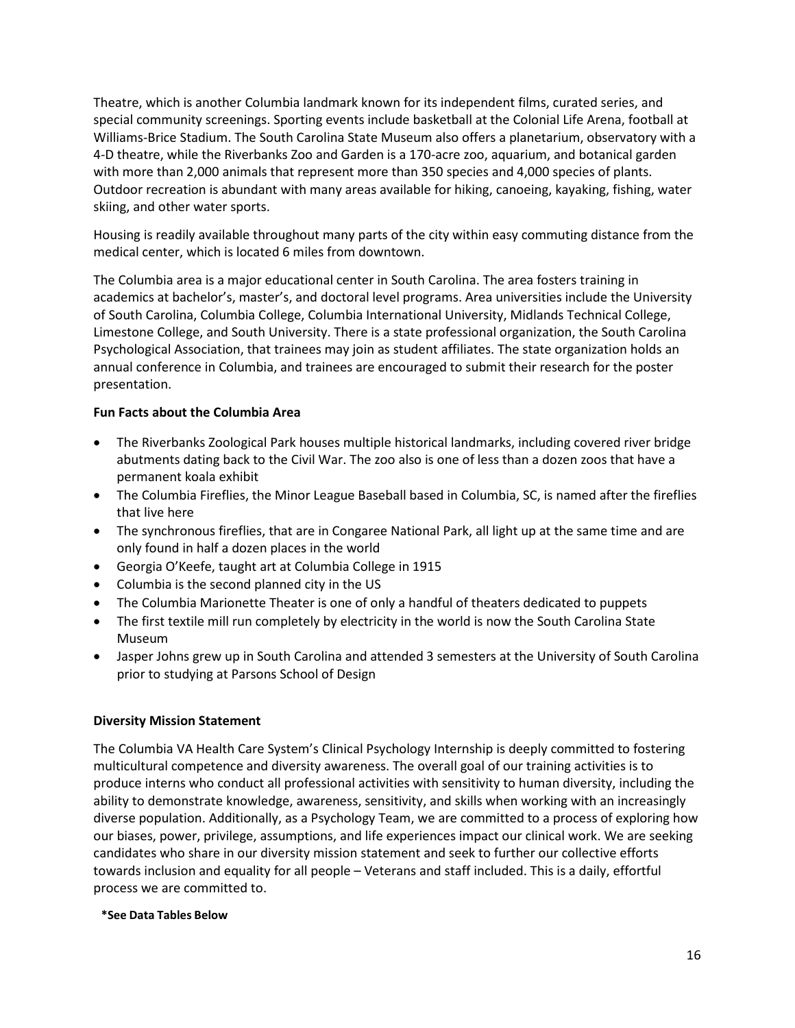Theatre, which is another Columbia landmark known for its independent films, curated series, and special community screenings. Sporting events include basketball at the Colonial Life Arena, football at Williams-Brice Stadium. The South Carolina State Museum also offers a planetarium, observatory with a 4-D theatre, while the Riverbanks Zoo and Garden is a 170-acre zoo, aquarium, and botanical garden with more than 2,000 animals that represent more than 350 species and 4,000 species of plants. Outdoor recreation is abundant with many areas available for hiking, canoeing, kayaking, fishing, water skiing, and other water sports.

Housing is readily available throughout many parts of the city within easy commuting distance from the medical center, which is located 6 miles from downtown.

The Columbia area is a major educational center in South Carolina. The area fosters training in academics at bachelor's, master's, and doctoral level programs. Area universities include the University of South Carolina, Columbia College, Columbia International University, Midlands Technical College, Limestone College, and South University. There is a state professional organization, the South Carolina Psychological Association, that trainees may join as student affiliates. The state organization holds an annual conference in Columbia, and trainees are encouraged to submit their research for the poster presentation.

**Fun Facts about the Columbia Area**

- The Riverbanks Zoological Park houses multiple historical landmarks, including covered river bridge abutments dating back to the Civil War. The zoo also is one of less than a dozen zoos that have a permanent koala exhibit
- The Columbia Fireflies, the Minor League Baseball based in Columbia, SC, is named after the fireflies that live here
- The synchronous fireflies, that are in Congaree National Park, all light up at the same time and are only found in half a dozen places in the world
- Georgia O'Keefe, taught art at Columbia College in 1915
- Columbia is the second planned city in the US
- The Columbia Marionette Theater is one of only a handful of theaters dedicated to puppets
- The first textile mill run completely by electricity in the world is now the South Carolina State Museum
- Jasper Johns grew up in South Carolina and attended 3 semesters at the University of South Carolina prior to studying at Parsons School of Design

**Diversity Mission Statement**

The Columbia VA Health Care System's Clinical Psychology Internship is deeply committed to fostering multicultural competence and diversity awareness. The overall goal of our training activities is to produce interns who conduct all professional activities with sensitivity to human diversity, including the ability to demonstrate knowledge, awareness, sensitivity, and skills when working with an increasingly diverse population. Additionally, as a Psychology Team, we are committed to a process of exploring how our biases, power, privilege, assumptions, and life experiences impact our clinical work. We are seeking candidates who share in our diversity mission statement and seek to further our collective efforts towards inclusion and equality for all people – Veterans and staff included. This is a daily, effortful process we are committed to.

**\*See Data Tables Below**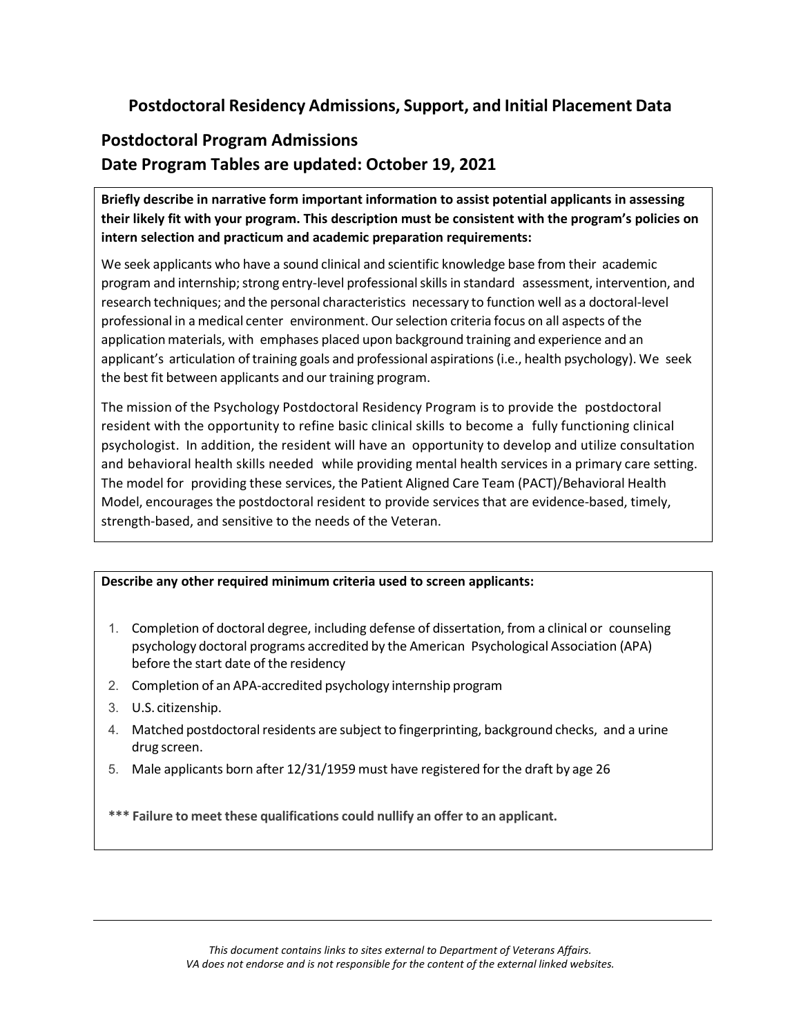# Postdoctoral Residency Admissions, Support, and Initial Placement Data

## Postdoctoral Program Admissions

## Date Program Tables are updated: October 19, 2021

**Briefly describe in narrative form important information to assist potential applicants in assessing their likely fit with your program. This description must be consistent with the program's policies on intern selection and practicum and academic preparation requirements:**

We seek applicants who have a sound clinical and scientific knowledge base from their academic program and internship; strong entry-level professional skills in standard assessment, intervention, and research techniques; and the personal characteristics necessary to function well as a doctoral-level professional in a medical center environment. Our selection criteria focus on all aspects of the application materials, with emphases placed upon background training and experience and an applicant's articulation of training goals and professional aspirations (i.e., health psychology). We seek the best fit between applicants and our training program.

The mission of the Psychology Postdoctoral Residency Program is to provide the postdoctoral resident with the opportunity to refine basic clinical skills to become a fully functioning clinical psychologist. In addition, the resident will have an opportunity to develop and utilize consultation and behavioral health skills needed while providing mental health services in a primary care setting. The model for providing these services, the Patient Aligned Care Team (PACT)/Behavioral Health Model, encourages the postdoctoral resident to provide services that are evidence-based, timely, strength-based, and sensitive to the needs of the Veteran.

**Describe any other required minimum criteria used to screen applicants:**

1. Completion of doctoral degree, including defense of dissertation, from a clinical or counseling psychology doctoral programs accredited by the American Psychological Association (APA) before the start date of the residency
2. Completion of an APA-accredited psychology internship program
3. U.S. citizenship.
4. Matched postdoctoral residents are subject to fingerprinting, background checks, and a urine drug screen.
5. Male applicants born after 12/31/1959 must have registered for the draft by age 26

**\*\*\* Failure to meet these qualifications could nullify an offer to an applicant.**

*This document contains links to sites external to Department of Veterans Affairs. VA does not endorse and is not responsible for the content of the external linked websites.*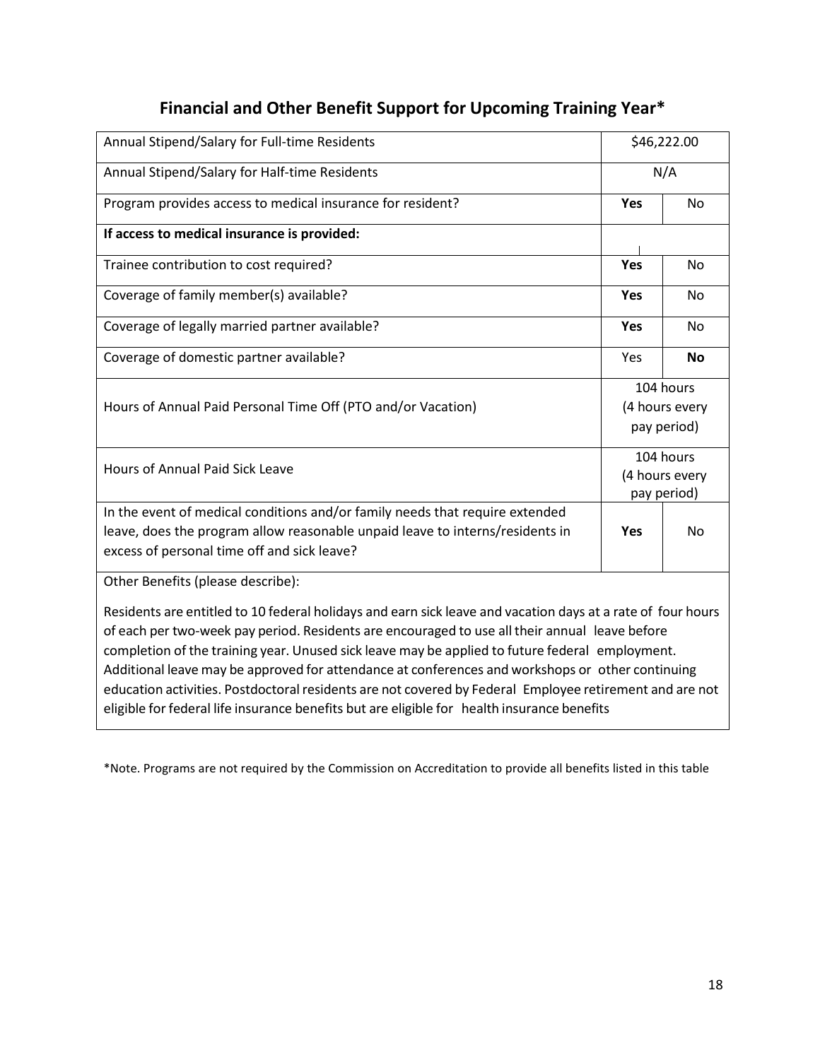## Financial and Other Benefit Support for Upcoming Training Year*

| | | |
|---|---|---|
| Annual Stipend/Salary for Full-time Residents | $46,222.00 | |
| Annual Stipend/Salary for Half-time Residents | N/A | |
| Program provides access to medical insurance for resident? | **Yes** | No |
| **If access to medical insurance is provided:** | | |
| Trainee contribution to cost required? | **Yes** | No |
| Coverage of family member(s) available? | **Yes** | No |
| Coverage of legally married partner available? | **Yes** | No |
| Coverage of domestic partner available? | Yes | **No** |
| Hours of Annual Paid Personal Time Off (PTO and/or Vacation) | 104 hours (4 hours every pay period) | |
| Hours of Annual Paid Sick Leave | 104 hours (4 hours every pay period) | |
| In the event of medical conditions and/or family needs that require extended leave, does the program allow reasonable unpaid leave to interns/residents in excess of personal time off and sick leave? | **Yes** | No |

Other Benefits (please describe):

Residents are entitled to 10 federal holidays and earn sick leave and vacation days at a rate of four hours of each per two-week pay period. Residents are encouraged to use all their annual leave before completion of the training year. Unused sick leave may be applied to future federal employment. Additional leave may be approved for attendance at conferences and workshops or other continuing education activities. Postdoctoral residents are not covered by Federal Employee retirement and are not eligible for federal life insurance benefits but are eligible for health insurance benefits

*Note. Programs are not required by the Commission on Accreditation to provide all benefits listed in this table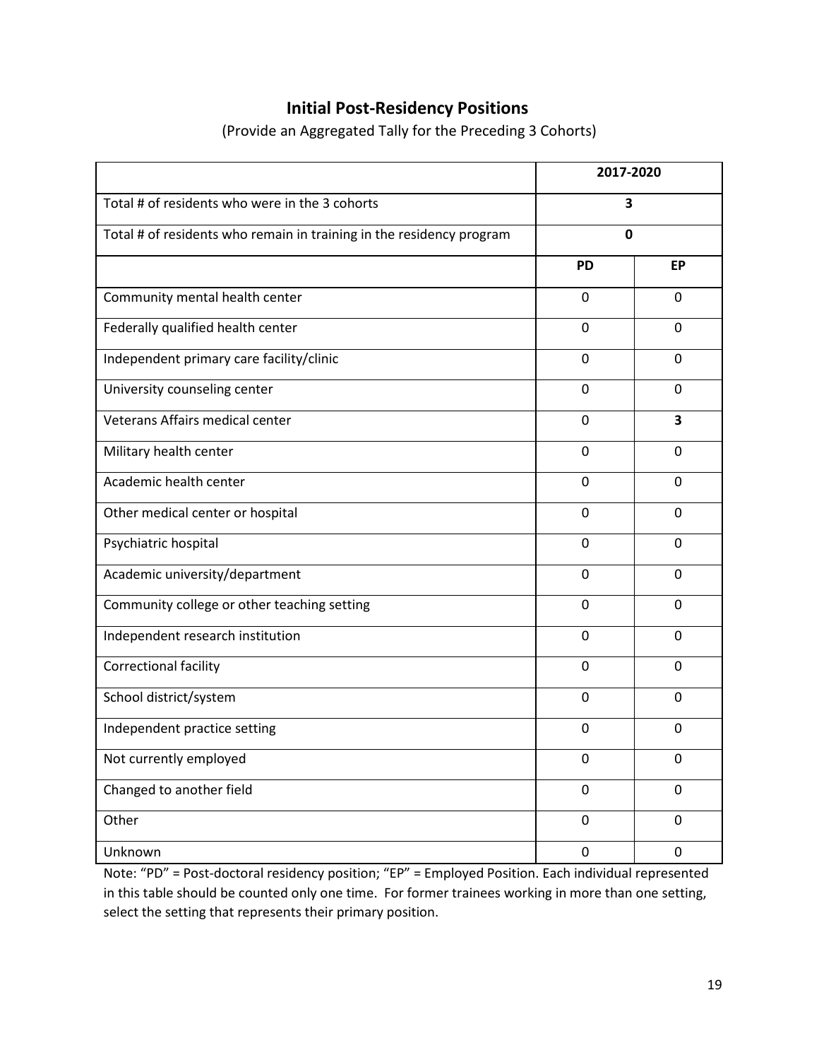## Initial Post-Residency Positions

(Provide an Aggregated Tally for the Preceding 3 Cohorts)

| | 2017-2020 | |
|---|---|---|
| Total # of residents who were in the 3 cohorts | **3** | |
| Total # of residents who remain in training in the residency program | **0** | |
| | **PD** | **EP** |
| Community mental health center | 0 | 0 |
| Federally qualified health center | 0 | 0 |
| Independent primary care facility/clinic | 0 | 0 |
| University counseling center | 0 | 0 |
| Veterans Affairs medical center | 0 | **3** |
| Military health center | 0 | 0 |
| Academic health center | 0 | 0 |
| Other medical center or hospital | 0 | 0 |
| Psychiatric hospital | 0 | 0 |
| Academic university/department | 0 | 0 |
| Community college or other teaching setting | 0 | 0 |
| Independent research institution | 0 | 0 |
| Correctional facility | 0 | 0 |
| School district/system | 0 | 0 |
| Independent practice setting | 0 | 0 |
| Not currently employed | 0 | 0 |
| Changed to another field | 0 | 0 |
| Other | 0 | 0 |
| Unknown | 0 | 0 |

Note: "PD" = Post-doctoral residency position; "EP" = Employed Position. Each individual represented in this table should be counted only one time. For former trainees working in more than one setting, select the setting that represents their primary position.